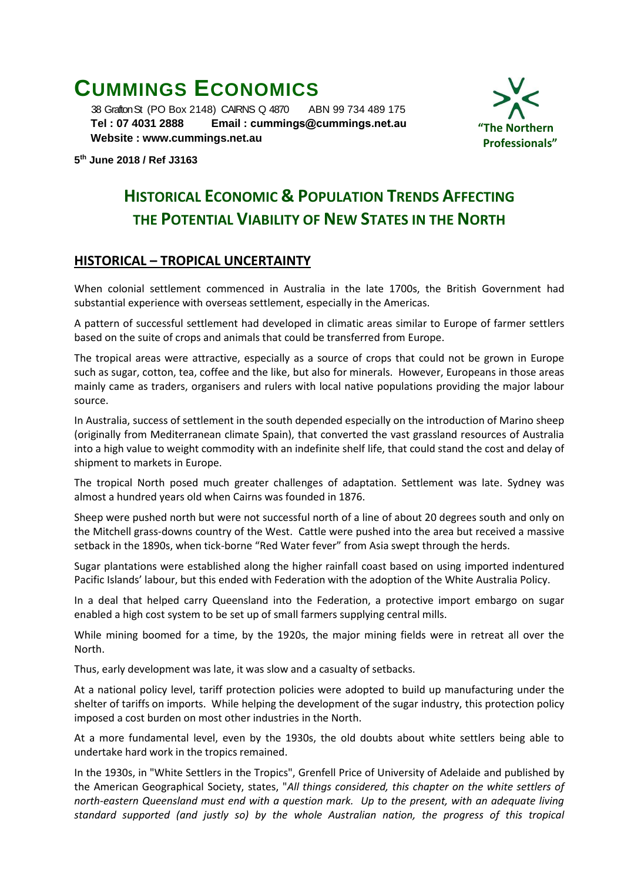# CUMMINGS ECONOMICS

38 Grafton St (PO Box 2148) CAIRNS Q 4870     ABN 99 734 489 175
**Tel : 07 4031 2888     Email : cummings@cummings.net.au**
**Website : www.cummings.net.au**

**"The Northern Professionals"**

**5th June 2018 / Ref J3163**

## HISTORICAL ECONOMIC & POPULATION TRENDS AFFECTING THE POTENTIAL VIABILITY OF NEW STATES IN THE NORTH

### HISTORICAL – TROPICAL UNCERTAINTY

When colonial settlement commenced in Australia in the late 1700s, the British Government had substantial experience with overseas settlement, especially in the Americas.

A pattern of successful settlement had developed in climatic areas similar to Europe of farmer settlers based on the suite of crops and animals that could be transferred from Europe.

The tropical areas were attractive, especially as a source of crops that could not be grown in Europe such as sugar, cotton, tea, coffee and the like, but also for minerals. However, Europeans in those areas mainly came as traders, organisers and rulers with local native populations providing the major labour source.

In Australia, success of settlement in the south depended especially on the introduction of Marino sheep (originally from Mediterranean climate Spain), that converted the vast grassland resources of Australia into a high value to weight commodity with an indefinite shelf life, that could stand the cost and delay of shipment to markets in Europe.

The tropical North posed much greater challenges of adaptation. Settlement was late. Sydney was almost a hundred years old when Cairns was founded in 1876.

Sheep were pushed north but were not successful north of a line of about 20 degrees south and only on the Mitchell grass-downs country of the West. Cattle were pushed into the area but received a massive setback in the 1890s, when tick-borne "Red Water fever" from Asia swept through the herds.

Sugar plantations were established along the higher rainfall coast based on using imported indentured Pacific Islands' labour, but this ended with Federation with the adoption of the White Australia Policy.

In a deal that helped carry Queensland into the Federation, a protective import embargo on sugar enabled a high cost system to be set up of small farmers supplying central mills.

While mining boomed for a time, by the 1920s, the major mining fields were in retreat all over the North.

Thus, early development was late, it was slow and a casualty of setbacks.

At a national policy level, tariff protection policies were adopted to build up manufacturing under the shelter of tariffs on imports. While helping the development of the sugar industry, this protection policy imposed a cost burden on most other industries in the North.

At a more fundamental level, even by the 1930s, the old doubts about white settlers being able to undertake hard work in the tropics remained.

In the 1930s, in "White Settlers in the Tropics", Grenfell Price of University of Adelaide and published by the American Geographical Society, states, "*All things considered, this chapter on the white settlers of north-eastern Queensland must end with a question mark. Up to the present, with an adequate living standard supported (and justly so) by the whole Australian nation, the progress of this tropical*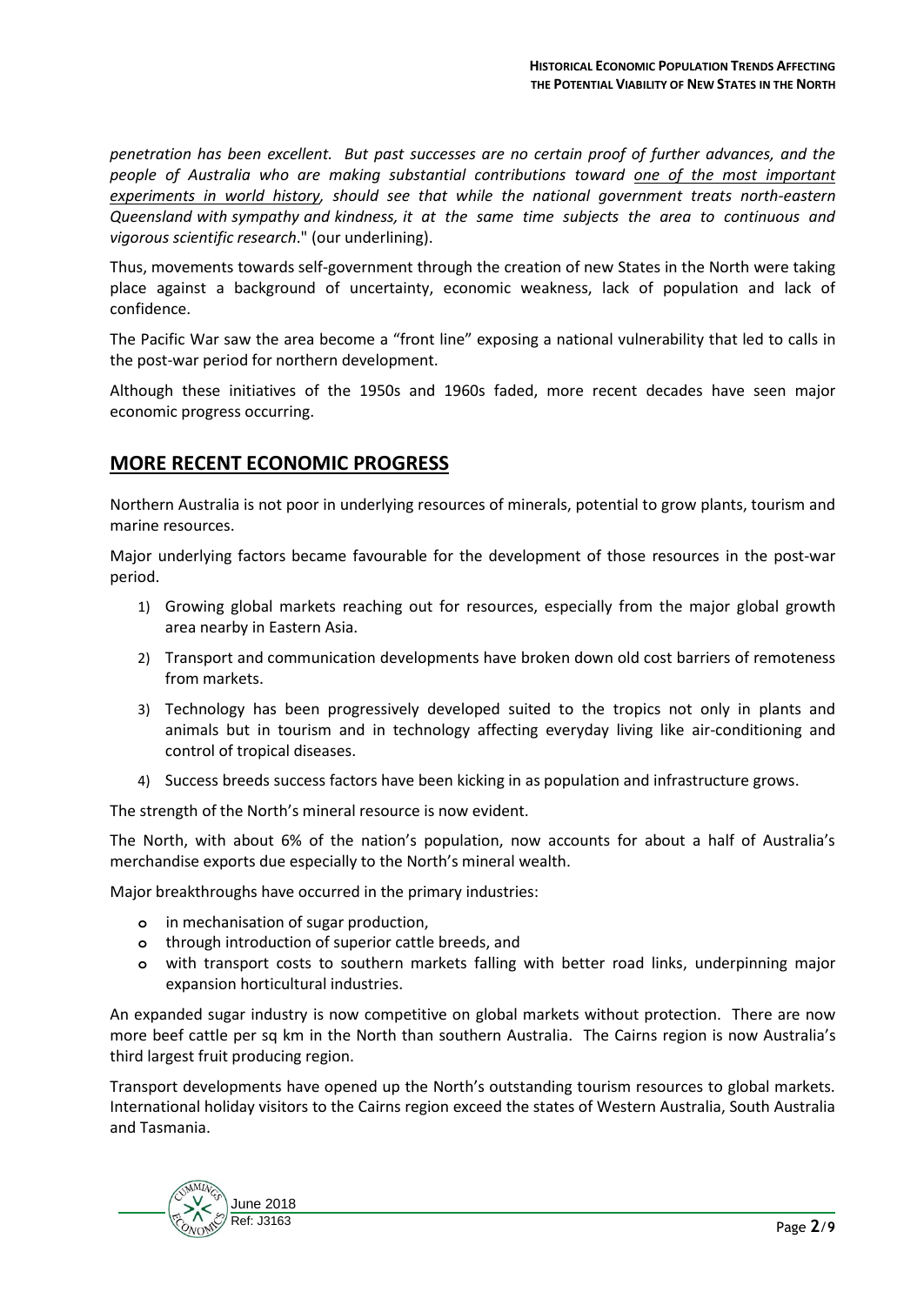*penetration has been excellent. But past successes are no certain proof of further advances, and the people of Australia who are making substantial contributions toward <u>one of the most important experiments in world history</u>, should see that while the national government treats north-eastern Queensland with sympathy and kindness, it at the same time subjects the area to continuous and vigorous scientific research*." (our underlining).

Thus, movements towards self-government through the creation of new States in the North were taking place against a background of uncertainty, economic weakness, lack of population and lack of confidence.

The Pacific War saw the area become a "front line" exposing a national vulnerability that led to calls in the post-war period for northern development.

Although these initiatives of the 1950s and 1960s faded, more recent decades have seen major economic progress occurring.

## MORE RECENT ECONOMIC PROGRESS

Northern Australia is not poor in underlying resources of minerals, potential to grow plants, tourism and marine resources.

Major underlying factors became favourable for the development of those resources in the post-war period.

1) Growing global markets reaching out for resources, especially from the major global growth area nearby in Eastern Asia.
2) Transport and communication developments have broken down old cost barriers of remoteness from markets.
3) Technology has been progressively developed suited to the tropics not only in plants and animals but in tourism and in technology affecting everyday living like air-conditioning and control of tropical diseases.
4) Success breeds success factors have been kicking in as population and infrastructure grows.

The strength of the North's mineral resource is now evident.

The North, with about 6% of the nation's population, now accounts for about a half of Australia's merchandise exports due especially to the North's mineral wealth.

Major breakthroughs have occurred in the primary industries:

- in mechanisation of sugar production,
- through introduction of superior cattle breeds, and
- with transport costs to southern markets falling with better road links, underpinning major expansion horticultural industries.

An expanded sugar industry is now competitive on global markets without protection. There are now more beef cattle per sq km in the North than southern Australia. The Cairns region is now Australia's third largest fruit producing region.

Transport developments have opened up the North's outstanding tourism resources to global markets. International holiday visitors to the Cairns region exceed the states of Western Australia, South Australia and Tasmania.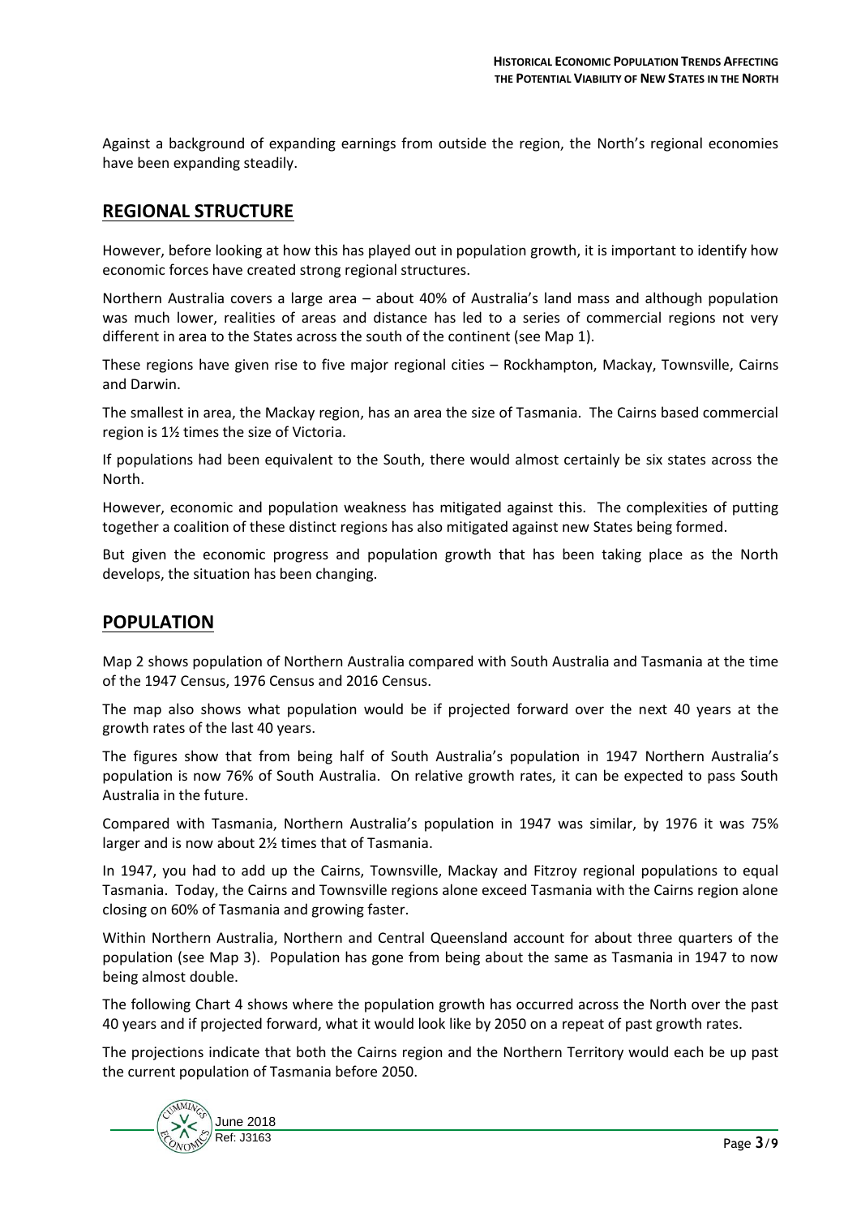Against a background of expanding earnings from outside the region, the North's regional economies have been expanding steadily.

## REGIONAL STRUCTURE

However, before looking at how this has played out in population growth, it is important to identify how economic forces have created strong regional structures.

Northern Australia covers a large area – about 40% of Australia's land mass and although population was much lower, realities of areas and distance has led to a series of commercial regions not very different in area to the States across the south of the continent (see Map 1).

These regions have given rise to five major regional cities – Rockhampton, Mackay, Townsville, Cairns and Darwin.

The smallest in area, the Mackay region, has an area the size of Tasmania. The Cairns based commercial region is 1½ times the size of Victoria.

If populations had been equivalent to the South, there would almost certainly be six states across the North.

However, economic and population weakness has mitigated against this. The complexities of putting together a coalition of these distinct regions has also mitigated against new States being formed.

But given the economic progress and population growth that has been taking place as the North develops, the situation has been changing.

## POPULATION

Map 2 shows population of Northern Australia compared with South Australia and Tasmania at the time of the 1947 Census, 1976 Census and 2016 Census.

The map also shows what population would be if projected forward over the next 40 years at the growth rates of the last 40 years.

The figures show that from being half of South Australia's population in 1947 Northern Australia's population is now 76% of South Australia. On relative growth rates, it can be expected to pass South Australia in the future.

Compared with Tasmania, Northern Australia's population in 1947 was similar, by 1976 it was 75% larger and is now about 2½ times that of Tasmania.

In 1947, you had to add up the Cairns, Townsville, Mackay and Fitzroy regional populations to equal Tasmania. Today, the Cairns and Townsville regions alone exceed Tasmania with the Cairns region alone closing on 60% of Tasmania and growing faster.

Within Northern Australia, Northern and Central Queensland account for about three quarters of the population (see Map 3). Population has gone from being about the same as Tasmania in 1947 to now being almost double.

The following Chart 4 shows where the population growth has occurred across the North over the past 40 years and if projected forward, what it would look like by 2050 on a repeat of past growth rates.

The projections indicate that both the Cairns region and the Northern Territory would each be up past the current population of Tasmania before 2050.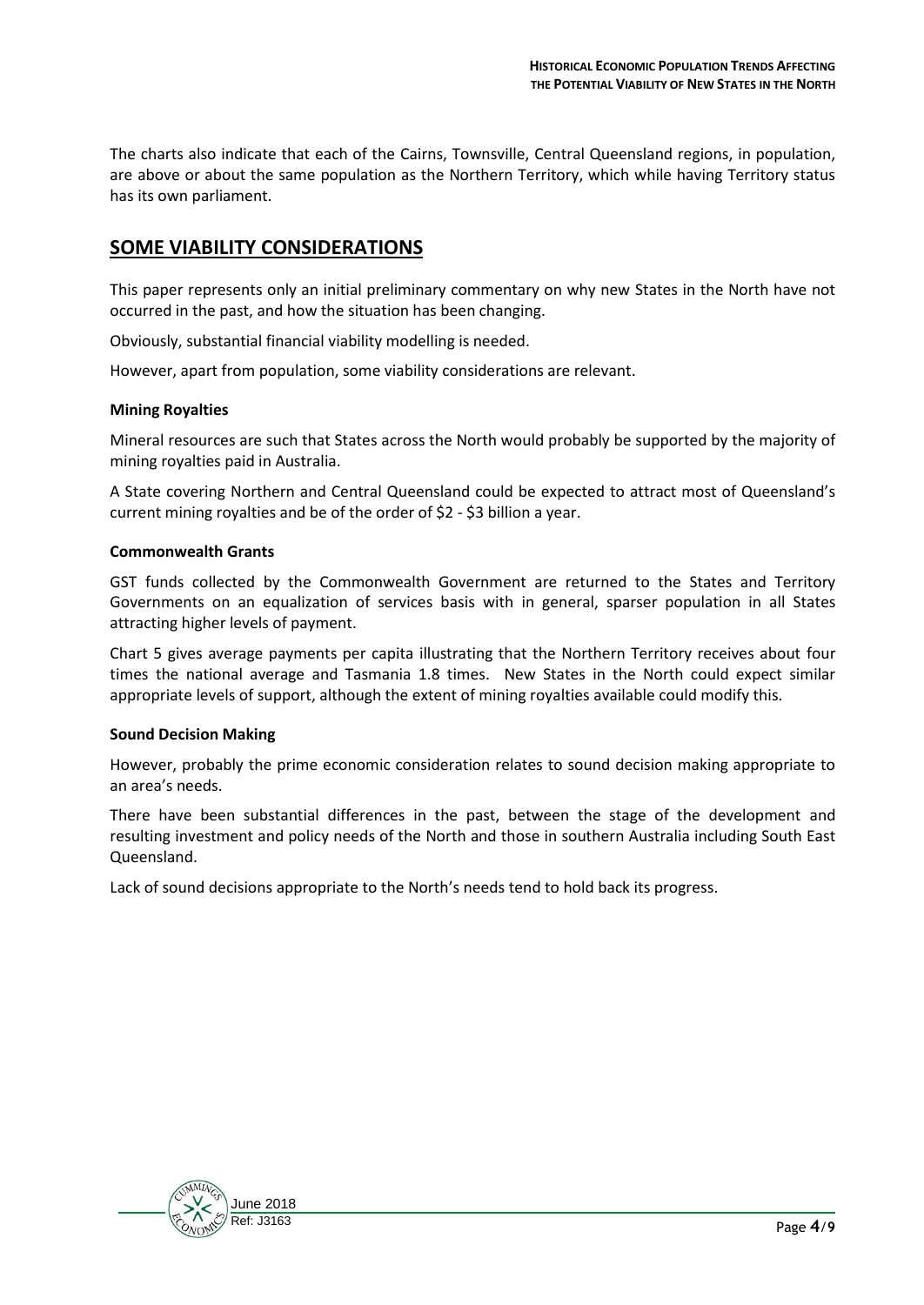The charts also indicate that each of the Cairns, Townsville, Central Queensland regions, in population, are above or about the same population as the Northern Territory, which while having Territory status has its own parliament.

## SOME VIABILITY CONSIDERATIONS

This paper represents only an initial preliminary commentary on why new States in the North have not occurred in the past, and how the situation has been changing.

Obviously, substantial financial viability modelling is needed.

However, apart from population, some viability considerations are relevant.

### Mining Royalties

Mineral resources are such that States across the North would probably be supported by the majority of mining royalties paid in Australia.

A State covering Northern and Central Queensland could be expected to attract most of Queensland's current mining royalties and be of the order of $2 - $3 billion a year.

### Commonwealth Grants

GST funds collected by the Commonwealth Government are returned to the States and Territory Governments on an equalization of services basis with in general, sparser population in all States attracting higher levels of payment.

Chart 5 gives average payments per capita illustrating that the Northern Territory receives about four times the national average and Tasmania 1.8 times. New States in the North could expect similar appropriate levels of support, although the extent of mining royalties available could modify this.

### Sound Decision Making

However, probably the prime economic consideration relates to sound decision making appropriate to an area's needs.

There have been substantial differences in the past, between the stage of the development and resulting investment and policy needs of the North and those in southern Australia including South East Queensland.

Lack of sound decisions appropriate to the North's needs tend to hold back its progress.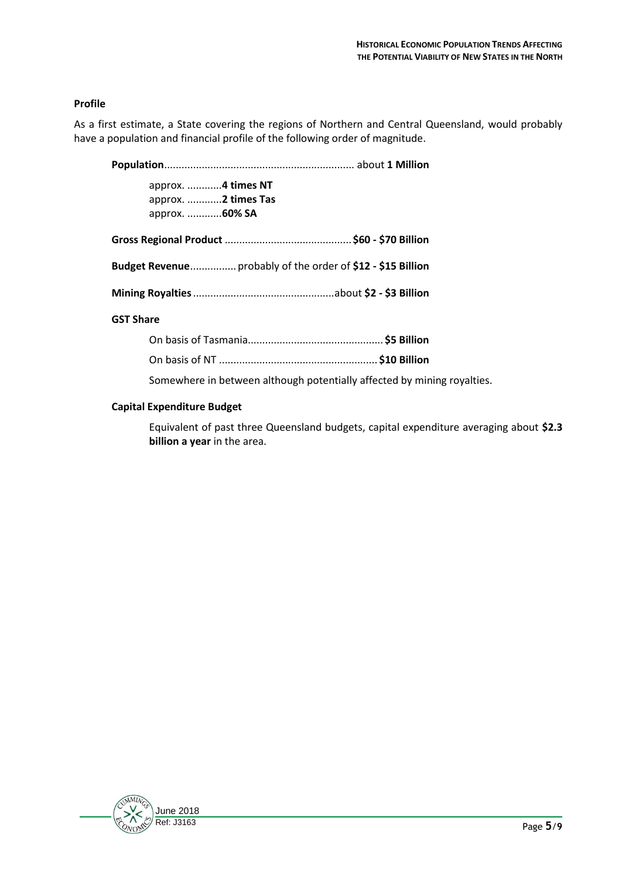**Profile**

As a first estimate, a State covering the regions of Northern and Central Queensland, would probably have a population and financial profile of the following order of magnitude.

**Population**................................................................ about **1 Million**

> approx. ............**4 times NT**
> approx. ............**2 times Tas**
> approx. ............**60% SA**

**Gross Regional Product** ........................................... **$60 - $70 Billion**

**Budget Revenue**................ probably of the order of **$12 - $15 Billion**

**Mining Royalties** ................................................about **$2 - $3 Billion**

**GST Share**

> On basis of Tasmania.............................................. **$5 Billion**
>
> On basis of NT ...................................................... **$10 Billion**
>
> Somewhere in between although potentially affected by mining royalties.

**Capital Expenditure Budget**

> Equivalent of past three Queensland budgets, capital expenditure averaging about **$2.3 billion a year** in the area.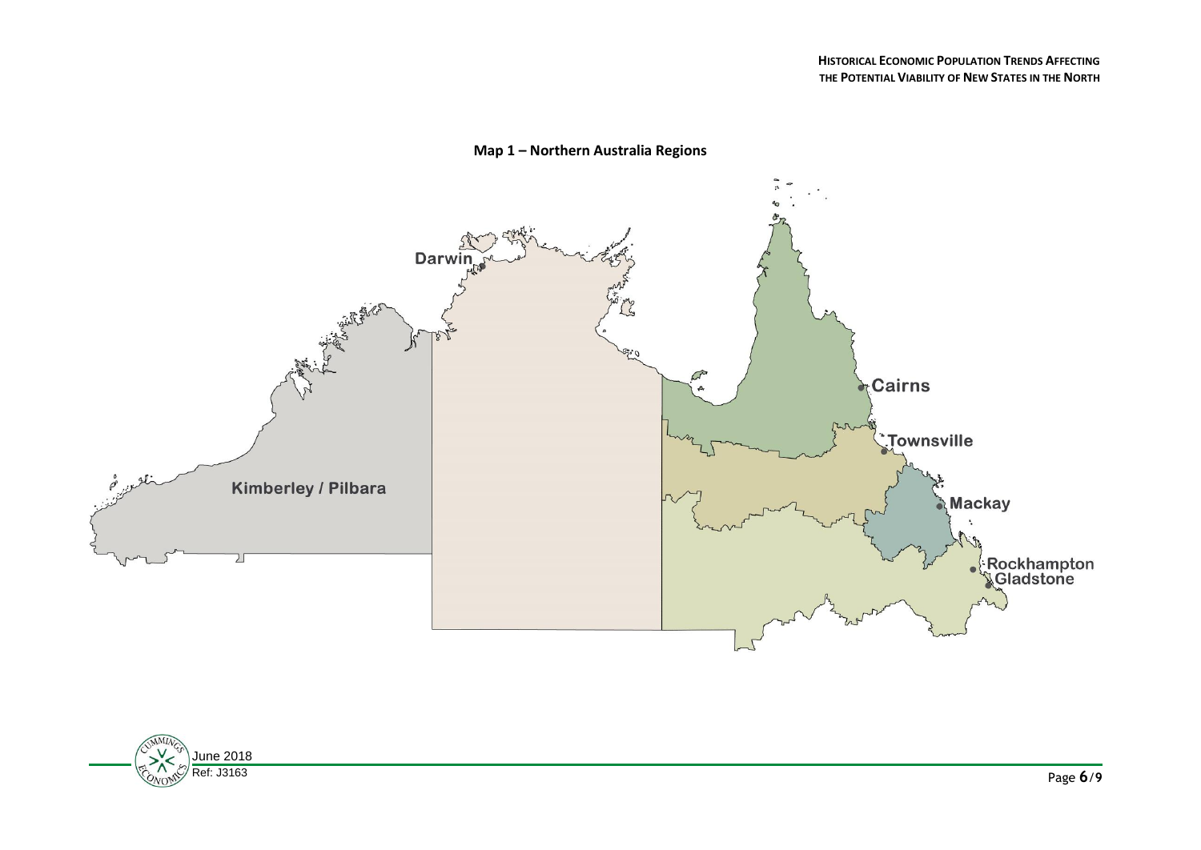**Map 1 – Northern Australia Regions**

Darwin

Kimberley / Pilbara

Cairns

Townsville

Mackay

Rockhampton

Gladstone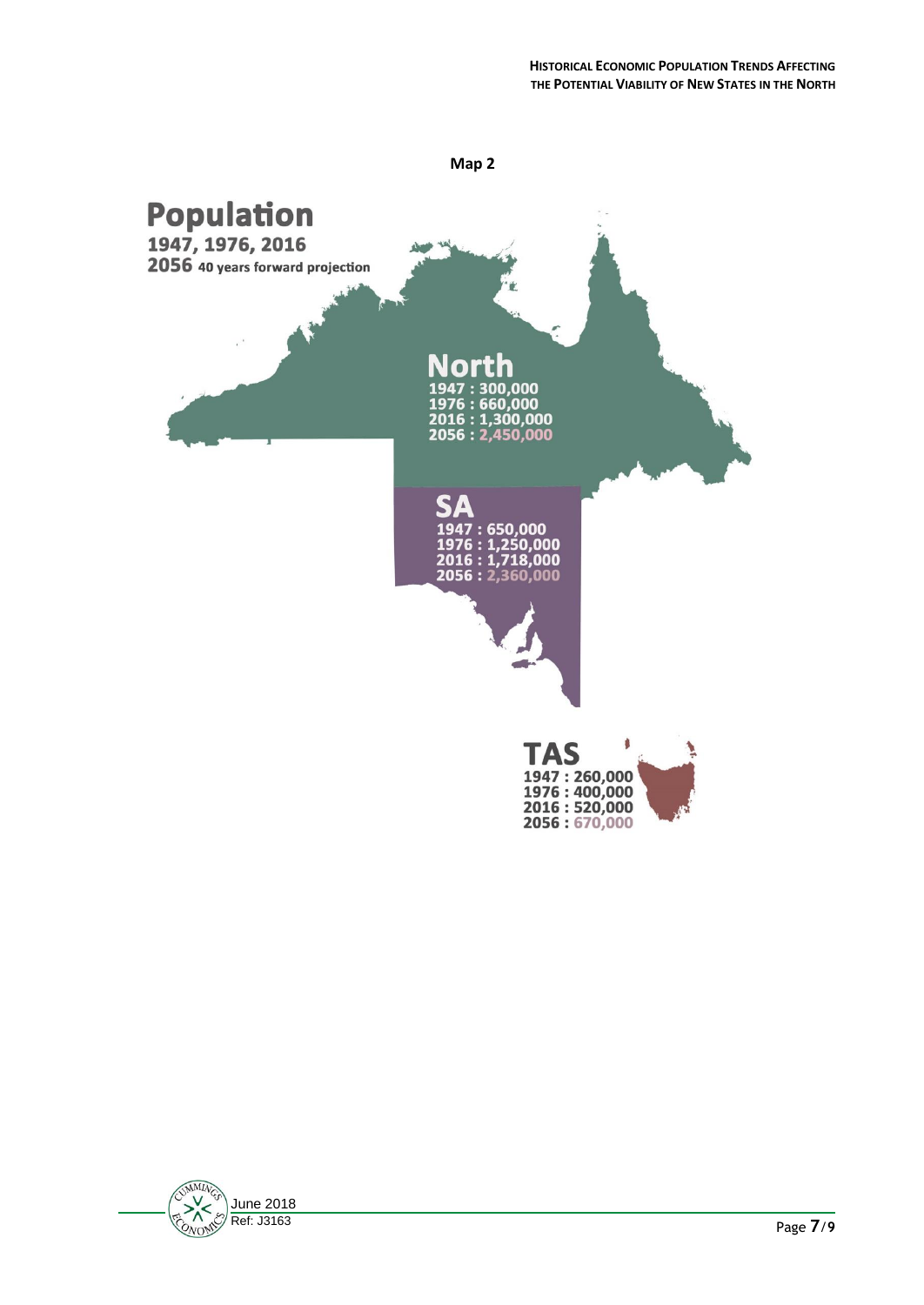**Map 2**

# Population

**1947, 1976, 2016**

**2056** 40 years forward projection

## North

1947 : 300,000
1976 : 660,000
2016 : 1,300,000
2056 : 2,450,000

## SA

1947 : 650,000
1976 : 1,250,000
2016 : 1,718,000
2056 : 2,360,000

## TAS

1947 : 260,000
1976 : 400,000
2016 : 520,000
2056 : 670,000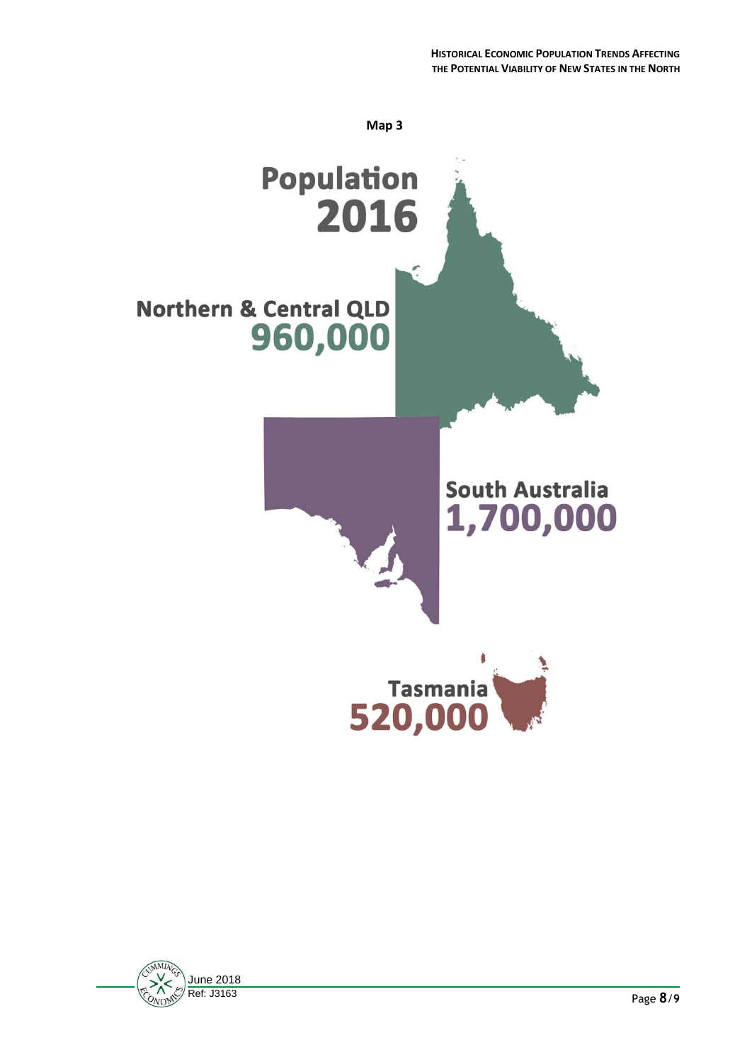**Map 3**

**Population 2016**

**Northern & Central QLD**
**960,000**

**South Australia**
**1,700,000**

**Tasmania**
**520,000**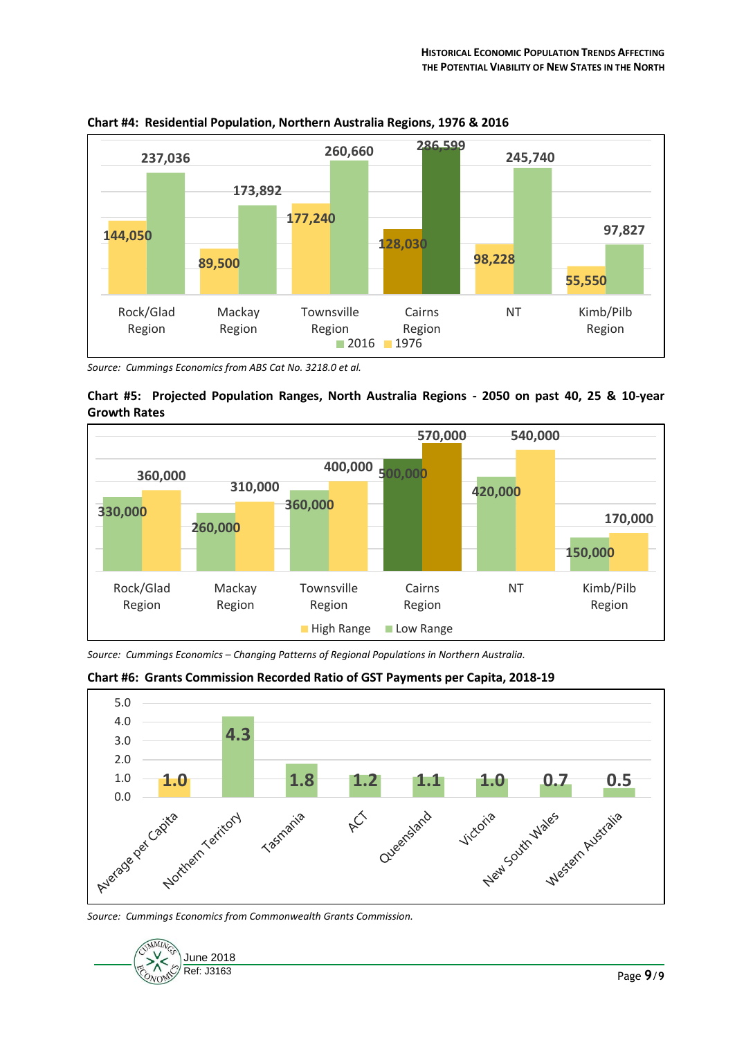**Chart #4: Residential Population, Northern Australia Regions, 1976 & 2016**

237,036
144,050
173,892
89,500
260,660
177,240
286,599
128,030
245,740
98,228
97,827
55,550

Rock/Glad Region
Mackay Region
Townsville Region
Cairns Region
NT
Kimb/Pilb Region

2016 1976

*Source: Cummings Economics from ABS Cat No. 3218.0 et al.*

**Chart #5: Projected Population Ranges, North Australia Regions - 2050 on past 40, 25 & 10-year Growth Rates**

360,000
330,000
310,000
260,000
400,000
360,000
570,000
500,000
540,000
420,000
170,000
150,000

Rock/Glad Region
Mackay Region
Townsville Region
Cairns Region
NT
Kimb/Pilb Region

High Range Low Range

*Source: Cummings Economics – Changing Patterns of Regional Populations in Northern Australia.*

**Chart #6: Grants Commission Recorded Ratio of GST Payments per Capita, 2018-19**

5.0
4.0
3.0
2.0
1.0
0.0

1.0
4.3
1.8
1.2
1.1
1.0
0.7
0.5

Average per Capita
Northern Territory
Tasmania
ACT
Queensland
Victoria
New South Wales
Western Australia

*Source: Cummings Economics from Commonwealth Grants Commission.*

June 2018
Ref: J3163